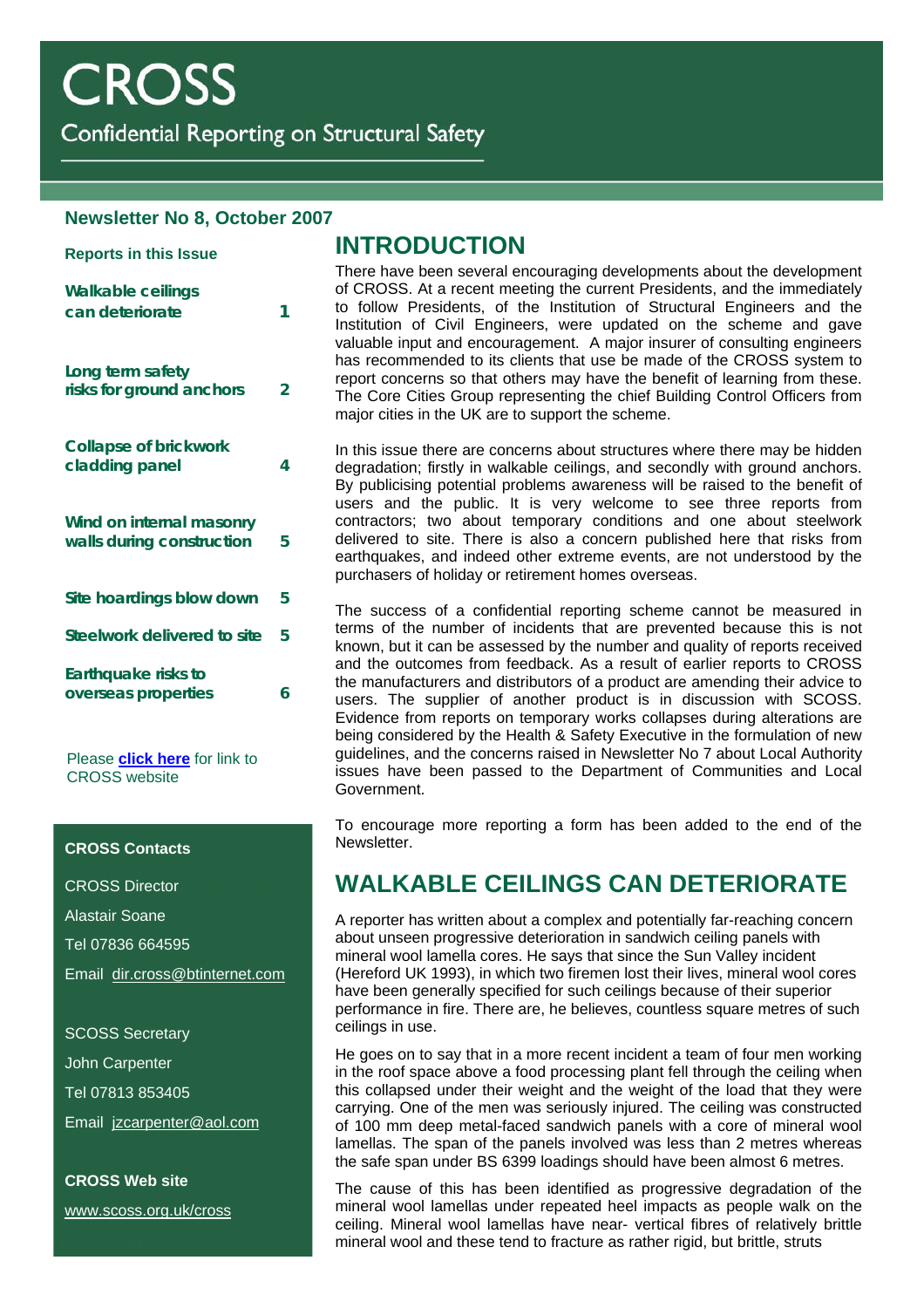# CROSS

Confidential Reporting on Structural Safety

## Newsletter No 8, October 2007

**Reports in this Issue**

| | |
|---|---|
| Walkable ceilings can deteriorate | 1 |
| Long term safety risks for ground anchors | 2 |
| Collapse of brickwork cladding panel | 4 |
| Wind on internal masonry walls during construction | 5 |
| Site hoardings blow down | 5 |
| Steelwork delivered to site | 5 |
| Earthquake risks to overseas properties | 6 |

Please **click here** for link to CROSS website

**CROSS Contacts**

CROSS Director

Alastair Soane

Tel 07836 664595

Email dir.cross@btinternet.com

SCOSS Secretary

John Carpenter

Tel 07813 853405

Email jzcarpenter@aol.com

**CROSS Web site**

www.scoss.org.uk/cross

## INTRODUCTION

There have been several encouraging developments about the development of CROSS. At a recent meeting the current Presidents, and the immediately to follow Presidents, of the Institution of Structural Engineers and the Institution of Civil Engineers, were updated on the scheme and gave valuable input and encouragement. A major insurer of consulting engineers has recommended to its clients that use be made of the CROSS system to report concerns so that others may have the benefit of learning from these. The Core Cities Group representing the chief Building Control Officers from major cities in the UK are to support the scheme.

In this issue there are concerns about structures where there may be hidden degradation; firstly in walkable ceilings, and secondly with ground anchors. By publicising potential problems awareness will be raised to the benefit of users and the public. It is very welcome to see three reports from contractors; two about temporary conditions and one about steelwork delivered to site. There is also a concern published here that risks from earthquakes, and indeed other extreme events, are not understood by the purchasers of holiday or retirement homes overseas.

The success of a confidential reporting scheme cannot be measured in terms of the number of incidents that are prevented because this is not known, but it can be assessed by the number and quality of reports received and the outcomes from feedback. As a result of earlier reports to CROSS the manufacturers and distributors of a product are amending their advice to users. The supplier of another product is in discussion with SCOSS. Evidence from reports on temporary works collapses during alterations are being considered by the Health & Safety Executive in the formulation of new guidelines, and the concerns raised in Newsletter No 7 about Local Authority issues have been passed to the Department of Communities and Local Government.

To encourage more reporting a form has been added to the end of the Newsletter.

## WALKABLE CEILINGS CAN DETERIORATE

A reporter has written about a complex and potentially far-reaching concern about unseen progressive deterioration in sandwich ceiling panels with mineral wool lamella cores. He says that since the Sun Valley incident (Hereford UK 1993), in which two firemen lost their lives, mineral wool cores have been generally specified for such ceilings because of their superior performance in fire. There are, he believes, countless square metres of such ceilings in use.

He goes on to say that in a more recent incident a team of four men working in the roof space above a food processing plant fell through the ceiling when this collapsed under their weight and the weight of the load that they were carrying. One of the men was seriously injured. The ceiling was constructed of 100 mm deep metal-faced sandwich panels with a core of mineral wool lamellas. The span of the panels involved was less than 2 metres whereas the safe span under BS 6399 loadings should have been almost 6 metres.

The cause of this has been identified as progressive degradation of the mineral wool lamellas under repeated heel impacts as people walk on the ceiling. Mineral wool lamellas have near- vertical fibres of relatively brittle mineral wool and these tend to fracture as rather rigid, but brittle, struts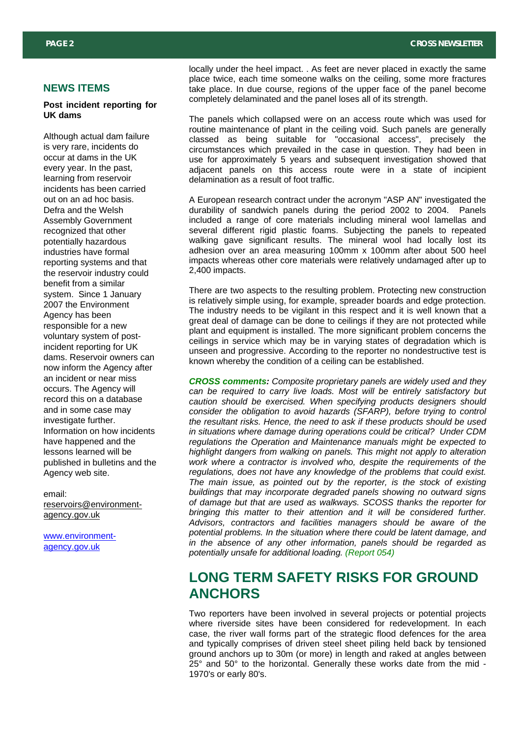## NEWS ITEMS

**Post incident reporting for UK dams**

Although actual dam failure is very rare, incidents do occur at dams in the UK every year. In the past, learning from reservoir incidents has been carried out on an ad hoc basis. Defra and the Welsh Assembly Government recognized that other potentially hazardous industries have formal reporting systems and that the reservoir industry could benefit from a similar system. Since 1 January 2007 the Environment Agency has been responsible for a new voluntary system of post-incident reporting for UK dams. Reservoir owners can now inform the Agency after an incident or near miss occurs. The Agency will record this on a database and in some case may investigate further. Information on how incidents have happened and the lessons learned will be published in bulletins and the Agency web site.

email: reservoirs@environment-agency.gov.uk

www.environment-agency.gov.uk

locally under the heel impact. . As feet are never placed in exactly the same place twice, each time someone walks on the ceiling, some more fractures take place. In due course, regions of the upper face of the panel become completely delaminated and the panel loses all of its strength.

The panels which collapsed were on an access route which was used for routine maintenance of plant in the ceiling void. Such panels are generally classed as being suitable for "occasional access", precisely the circumstances which prevailed in the case in question. They had been in use for approximately 5 years and subsequent investigation showed that adjacent panels on this access route were in a state of incipient delamination as a result of foot traffic.

A European research contract under the acronym "ASP AN" investigated the durability of sandwich panels during the period 2002 to 2004. Panels included a range of core materials including mineral wool lamellas and several different rigid plastic foams. Subjecting the panels to repeated walking gave significant results. The mineral wool had locally lost its adhesion over an area measuring 100mm x 100mm after about 500 heel impacts whereas other core materials were relatively undamaged after up to 2,400 impacts.

There are two aspects to the resulting problem. Protecting new construction is relatively simple using, for example, spreader boards and edge protection. The industry needs to be vigilant in this respect and it is well known that a great deal of damage can be done to ceilings if they are not protected while plant and equipment is installed. The more significant problem concerns the ceilings in service which may be in varying states of degradation which is unseen and progressive. According to the reporter no nondestructive test is known whereby the condition of a ceiling can be established.

***CROSS comments:*** *Composite proprietary panels are widely used and they can be required to carry live loads. Most will be entirely satisfactory but caution should be exercised. When specifying products designers should consider the obligation to avoid hazards (SFARP), before trying to control the resultant risks. Hence, the need to ask if these products should be used in situations where damage during operations could be critical? Under CDM regulations the Operation and Maintenance manuals might be expected to highlight dangers from walking on panels. This might not apply to alteration work where a contractor is involved who, despite the requirements of the regulations, does not have any knowledge of the problems that could exist. The main issue, as pointed out by the reporter, is the stock of existing buildings that may incorporate degraded panels showing no outward signs of damage but that are used as walkways. SCOSS thanks the reporter for bringing this matter to their attention and it will be considered further. Advisors, contractors and facilities managers should be aware of the potential problems. In the situation where there could be latent damage, and in the absence of any other information, panels should be regarded as potentially unsafe for additional loading. (Report 054)*

## LONG TERM SAFETY RISKS FOR GROUND ANCHORS

Two reporters have been involved in several projects or potential projects where riverside sites have been considered for redevelopment. In each case, the river wall forms part of the strategic flood defences for the area and typically comprises of driven steel sheet piling held back by tensioned ground anchors up to 30m (or more) in length and raked at angles between 25° and 50° to the horizontal. Generally these works date from the mid - 1970's or early 80's.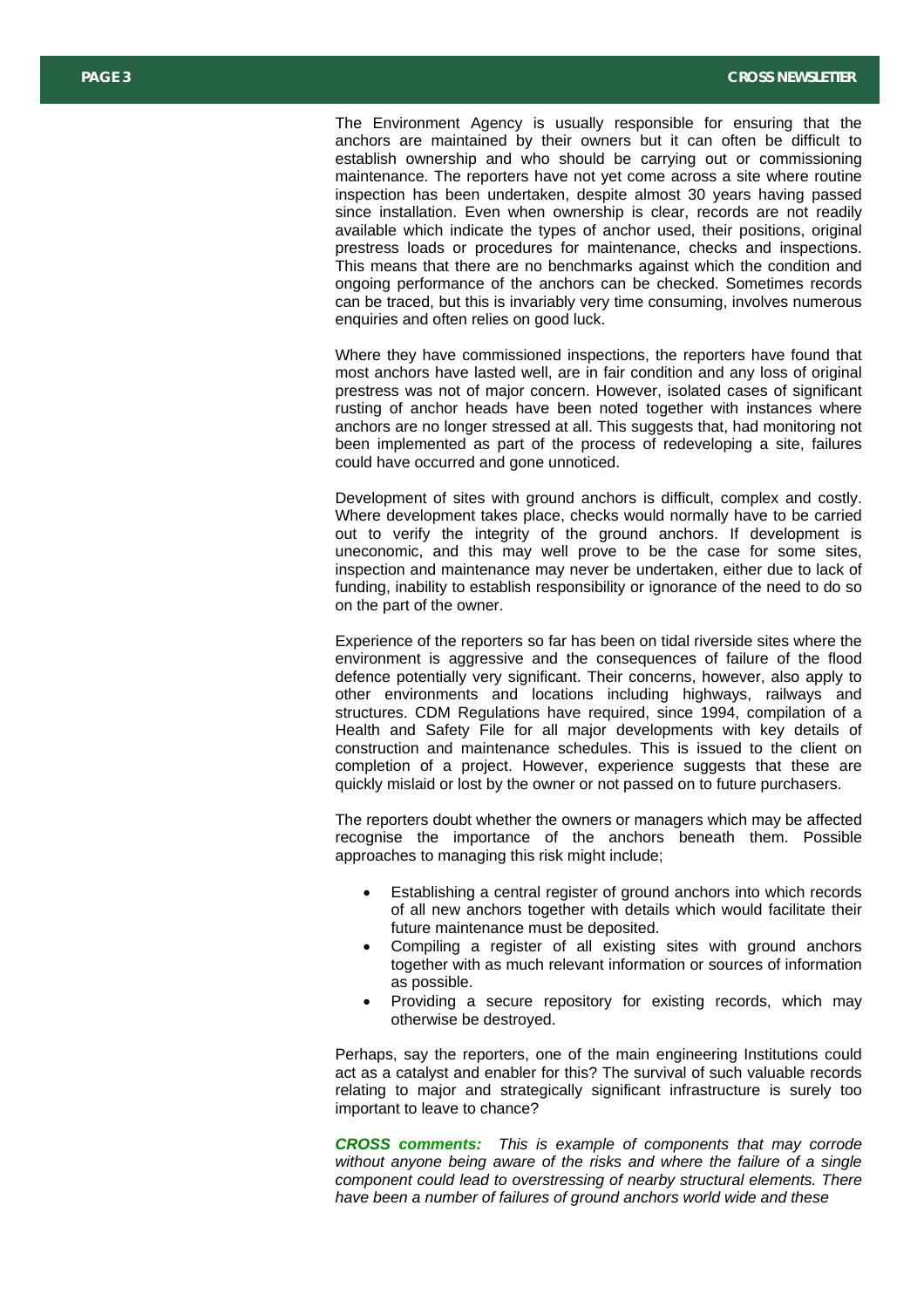The Environment Agency is usually responsible for ensuring that the anchors are maintained by their owners but it can often be difficult to establish ownership and who should be carrying out or commissioning maintenance. The reporters have not yet come across a site where routine inspection has been undertaken, despite almost 30 years having passed since installation. Even when ownership is clear, records are not readily available which indicate the types of anchor used, their positions, original prestress loads or procedures for maintenance, checks and inspections. This means that there are no benchmarks against which the condition and ongoing performance of the anchors can be checked. Sometimes records can be traced, but this is invariably very time consuming, involves numerous enquiries and often relies on good luck.

Where they have commissioned inspections, the reporters have found that most anchors have lasted well, are in fair condition and any loss of original prestress was not of major concern. However, isolated cases of significant rusting of anchor heads have been noted together with instances where anchors are no longer stressed at all. This suggests that, had monitoring not been implemented as part of the process of redeveloping a site, failures could have occurred and gone unnoticed.

Development of sites with ground anchors is difficult, complex and costly. Where development takes place, checks would normally have to be carried out to verify the integrity of the ground anchors. If development is uneconomic, and this may well prove to be the case for some sites, inspection and maintenance may never be undertaken, either due to lack of funding, inability to establish responsibility or ignorance of the need to do so on the part of the owner.

Experience of the reporters so far has been on tidal riverside sites where the environment is aggressive and the consequences of failure of the flood defence potentially very significant. Their concerns, however, also apply to other environments and locations including highways, railways and structures. CDM Regulations have required, since 1994, compilation of a Health and Safety File for all major developments with key details of construction and maintenance schedules. This is issued to the client on completion of a project. However, experience suggests that these are quickly mislaid or lost by the owner or not passed on to future purchasers.

The reporters doubt whether the owners or managers which may be affected recognise the importance of the anchors beneath them. Possible approaches to managing this risk might include;

- Establishing a central register of ground anchors into which records of all new anchors together with details which would facilitate their future maintenance must be deposited.
- Compiling a register of all existing sites with ground anchors together with as much relevant information or sources of information as possible.
- Providing a secure repository for existing records, which may otherwise be destroyed.

Perhaps, say the reporters, one of the main engineering Institutions could act as a catalyst and enabler for this? The survival of such valuable records relating to major and strategically significant infrastructure is surely too important to leave to chance?

***CROSS comments:*** *This is example of components that may corrode without anyone being aware of the risks and where the failure of a single component could lead to overstressing of nearby structural elements. There have been a number of failures of ground anchors world wide and these*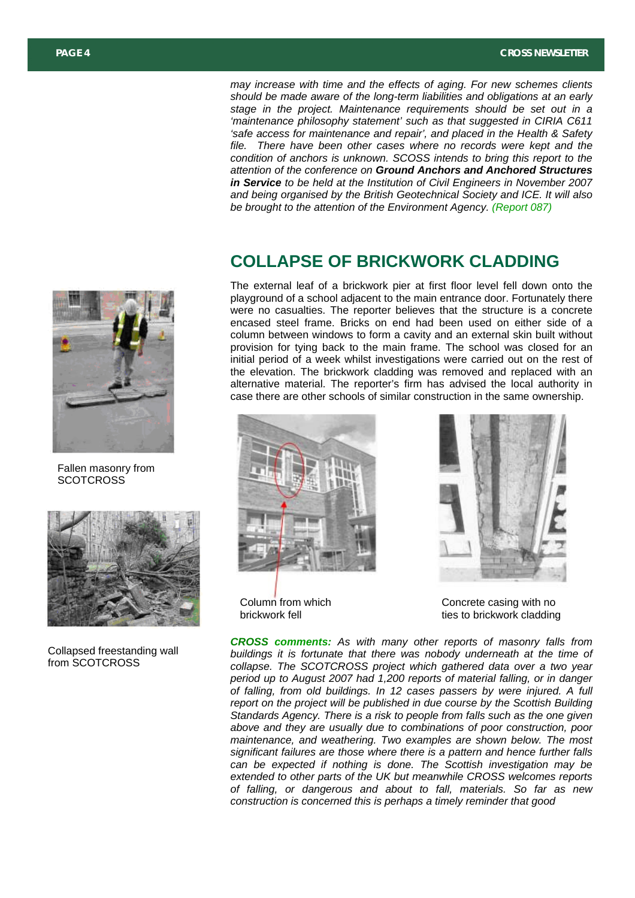*may increase with time and the effects of aging. For new schemes clients should be made aware of the long-term liabilities and obligations at an early stage in the project. Maintenance requirements should be set out in a 'maintenance philosophy statement' such as that suggested in CIRIA C611 'safe access for maintenance and repair', and placed in the Health & Safety file. There have been other cases where no records were kept and the condition of anchors is unknown. SCOSS intends to bring this report to the attention of the conference on* ***Ground Anchors and Anchored Structures in Service*** *to be held at the Institution of Civil Engineers in November 2007 and being organised by the British Geotechnical Society and ICE. It will also be brought to the attention of the Environment Agency. (Report 087)*

## COLLAPSE OF BRICKWORK CLADDING

The external leaf of a brickwork pier at first floor level fell down onto the playground of a school adjacent to the main entrance door. Fortunately there were no casualties. The reporter believes that the structure is a concrete encased steel frame. Bricks on end had been used on either side of a column between windows to form a cavity and an external skin built without provision for tying back to the main frame. The school was closed for an initial period of a week whilst investigations were carried out on the rest of the elevation. The brickwork cladding was removed and replaced with an alternative material. The reporter's firm has advised the local authority in case there are other schools of similar construction in the same ownership.

Column from which brickwork fell

Concrete casing with no ties to brickwork cladding

***CROSS comments:*** *As with many other reports of masonry falls from buildings it is fortunate that there was nobody underneath at the time of collapse. The SCOTCROSS project which gathered data over a two year period up to August 2007 had 1,200 reports of material falling, or in danger of falling, from old buildings. In 12 cases passers by were injured. A full report on the project will be published in due course by the Scottish Building Standards Agency. There is a risk to people from falls such as the one given above and they are usually due to combinations of poor construction, poor maintenance, and weathering. Two examples are shown below. The most significant failures are those where there is a pattern and hence further falls can be expected if nothing is done. The Scottish investigation may be extended to other parts of the UK but meanwhile CROSS welcomes reports of falling, or dangerous and about to fall, materials. So far as new construction is concerned this is perhaps a timely reminder that good*

Fallen masonry from SCOTCROSS

Collapsed freestanding wall from SCOTCROSS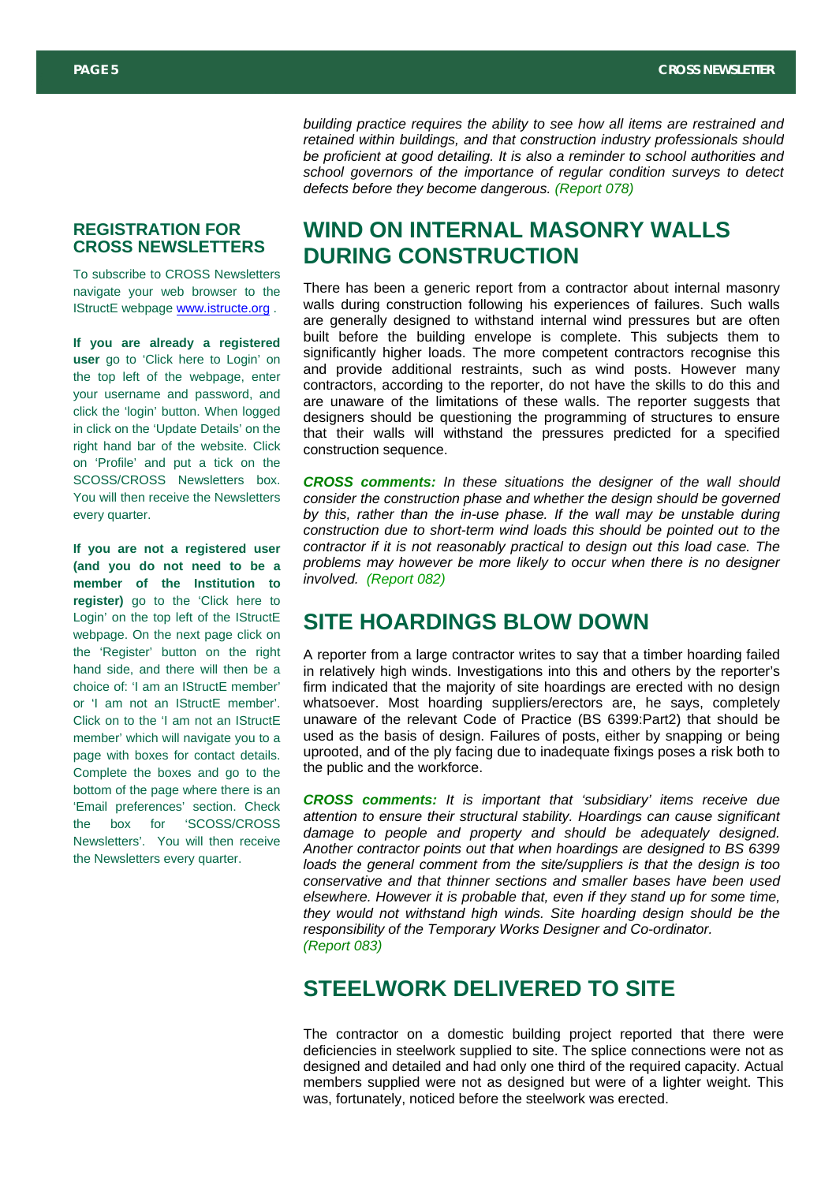*building practice requires the ability to see how all items are restrained and retained within buildings, and that construction industry professionals should be proficient at good detailing. It is also a reminder to school authorities and school governors of the importance of regular condition surveys to detect defects before they become dangerous. (Report 078)*

## WIND ON INTERNAL MASONRY WALLS DURING CONSTRUCTION

There has been a generic report from a contractor about internal masonry walls during construction following his experiences of failures. Such walls are generally designed to withstand internal wind pressures but are often built before the building envelope is complete. This subjects them to significantly higher loads. The more competent contractors recognise this and provide additional restraints, such as wind posts. However many contractors, according to the reporter, do not have the skills to do this and are unaware of the limitations of these walls. The reporter suggests that designers should be questioning the programming of structures to ensure that their walls will withstand the pressures predicted for a specified construction sequence.

***CROSS comments:*** *In these situations the designer of the wall should consider the construction phase and whether the design should be governed by this, rather than the in-use phase. If the wall may be unstable during construction due to short-term wind loads this should be pointed out to the contractor if it is not reasonably practical to design out this load case. The problems may however be more likely to occur when there is no designer involved. (Report 082)*

## SITE HOARDINGS BLOW DOWN

A reporter from a large contractor writes to say that a timber hoarding failed in relatively high winds. Investigations into this and others by the reporter's firm indicated that the majority of site hoardings are erected with no design whatsoever. Most hoarding suppliers/erectors are, he says, completely unaware of the relevant Code of Practice (BS 6399:Part2) that should be used as the basis of design. Failures of posts, either by snapping or being uprooted, and of the ply facing due to inadequate fixings poses a risk both to the public and the workforce.

***CROSS comments:*** *It is important that 'subsidiary' items receive due attention to ensure their structural stability. Hoardings can cause significant damage to people and property and should be adequately designed. Another contractor points out that when hoardings are designed to BS 6399 loads the general comment from the site/suppliers is that the design is too conservative and that thinner sections and smaller bases have been used elsewhere. However it is probable that, even if they stand up for some time, they would not withstand high winds. Site hoarding design should be the responsibility of the Temporary Works Designer and Co-ordinator. (Report 083)*

## STEELWORK DELIVERED TO SITE

The contractor on a domestic building project reported that there were deficiencies in steelwork supplied to site. The splice connections were not as designed and detailed and had only one third of the required capacity. Actual members supplied were not as designed but were of a lighter weight. This was, fortunately, noticed before the steelwork was erected.

### REGISTRATION FOR CROSS NEWSLETTERS

To subscribe to CROSS Newsletters navigate your web browser to the IStructE webpage www.istructe.org .

**If you are already a registered user** go to 'Click here to Login' on the top left of the webpage, enter your username and password, and click the 'login' button. When logged in click on the 'Update Details' on the right hand bar of the website. Click on 'Profile' and put a tick on the SCOSS/CROSS Newsletters box. You will then receive the Newsletters every quarter.

**If you are not a registered user (and you do not need to be a member of the Institution to register)** go to the 'Click here to Login' on the top left of the IStructE webpage. On the next page click on the 'Register' button on the right hand side, and there will then be a choice of: 'I am an IStructE member' or 'I am not an IStructE member'. Click on to the 'I am not an IStructE member' which will navigate you to a page with boxes for contact details. Complete the boxes and go to the bottom of the page where there is an 'Email preferences' section. Check the box for 'SCOSS/CROSS Newsletters'. You will then receive the Newsletters every quarter.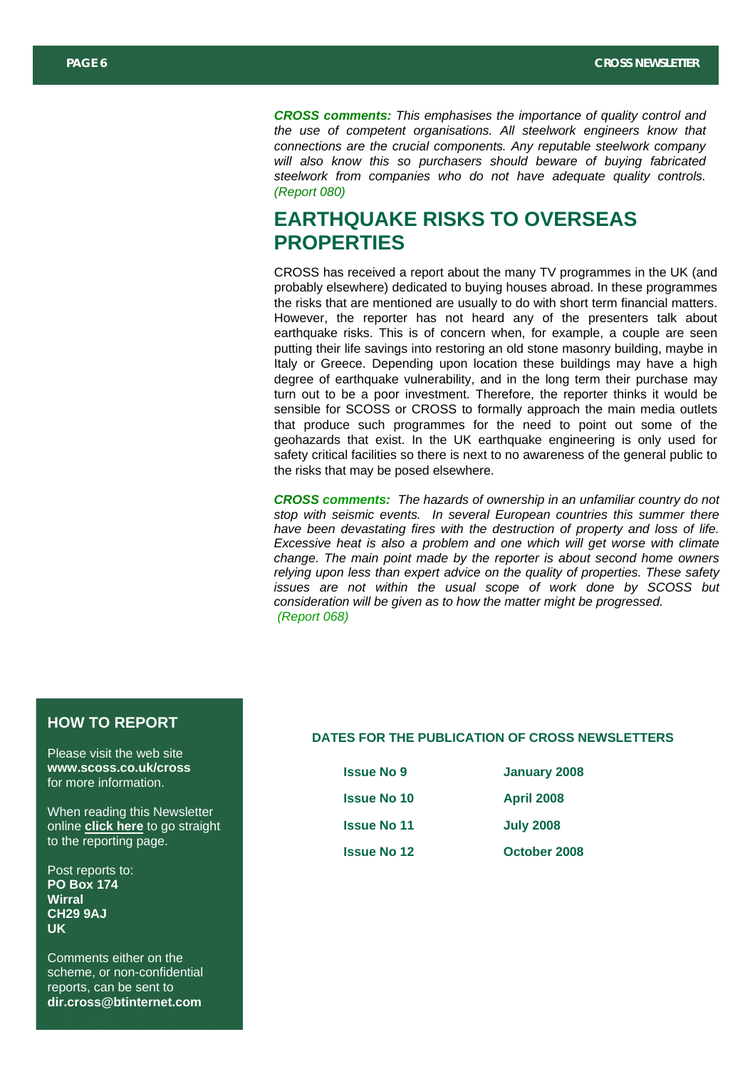***CROSS comments:*** *This emphasises the importance of quality control and the use of competent organisations. All steelwork engineers know that connections are the crucial components. Any reputable steelwork company will also know this so purchasers should beware of buying fabricated steelwork from companies who do not have adequate quality controls. (Report 080)*

## EARTHQUAKE RISKS TO OVERSEAS PROPERTIES

CROSS has received a report about the many TV programmes in the UK (and probably elsewhere) dedicated to buying houses abroad. In these programmes the risks that are mentioned are usually to do with short term financial matters. However, the reporter has not heard any of the presenters talk about earthquake risks. This is of concern when, for example, a couple are seen putting their life savings into restoring an old stone masonry building, maybe in Italy or Greece. Depending upon location these buildings may have a high degree of earthquake vulnerability, and in the long term their purchase may turn out to be a poor investment. Therefore, the reporter thinks it would be sensible for SCOSS or CROSS to formally approach the main media outlets that produce such programmes for the need to point out some of the geohazards that exist. In the UK earthquake engineering is only used for safety critical facilities so there is next to no awareness of the general public to the risks that may be posed elsewhere.

***CROSS comments:*** *The hazards of ownership in an unfamiliar country do not stop with seismic events. In several European countries this summer there have been devastating fires with the destruction of property and loss of life. Excessive heat is also a problem and one which will get worse with climate change. The main point made by the reporter is about second home owners relying upon less than expert advice on the quality of properties. These safety issues are not within the usual scope of work done by SCOSS but consideration will be given as to how the matter might be progressed. (Report 068)*

### HOW TO REPORT

Please visit the web site **www.scoss.co.uk/cross** for more information.

When reading this Newsletter online **click here** to go straight to the reporting page.

Post reports to:
**PO Box 174**
**Wirral**
**CH29 9AJ**
**UK**

Comments either on the scheme, or non-confidential reports, can be sent to **dir.cross@btinternet.com**

### DATES FOR THE PUBLICATION OF CROSS NEWSLETTERS

| | |
|---|---|
| **Issue No 9** | **January 2008** |
| **Issue No 10** | **April 2008** |
| **Issue No 11** | **July 2008** |
| **Issue No 12** | **October 2008** |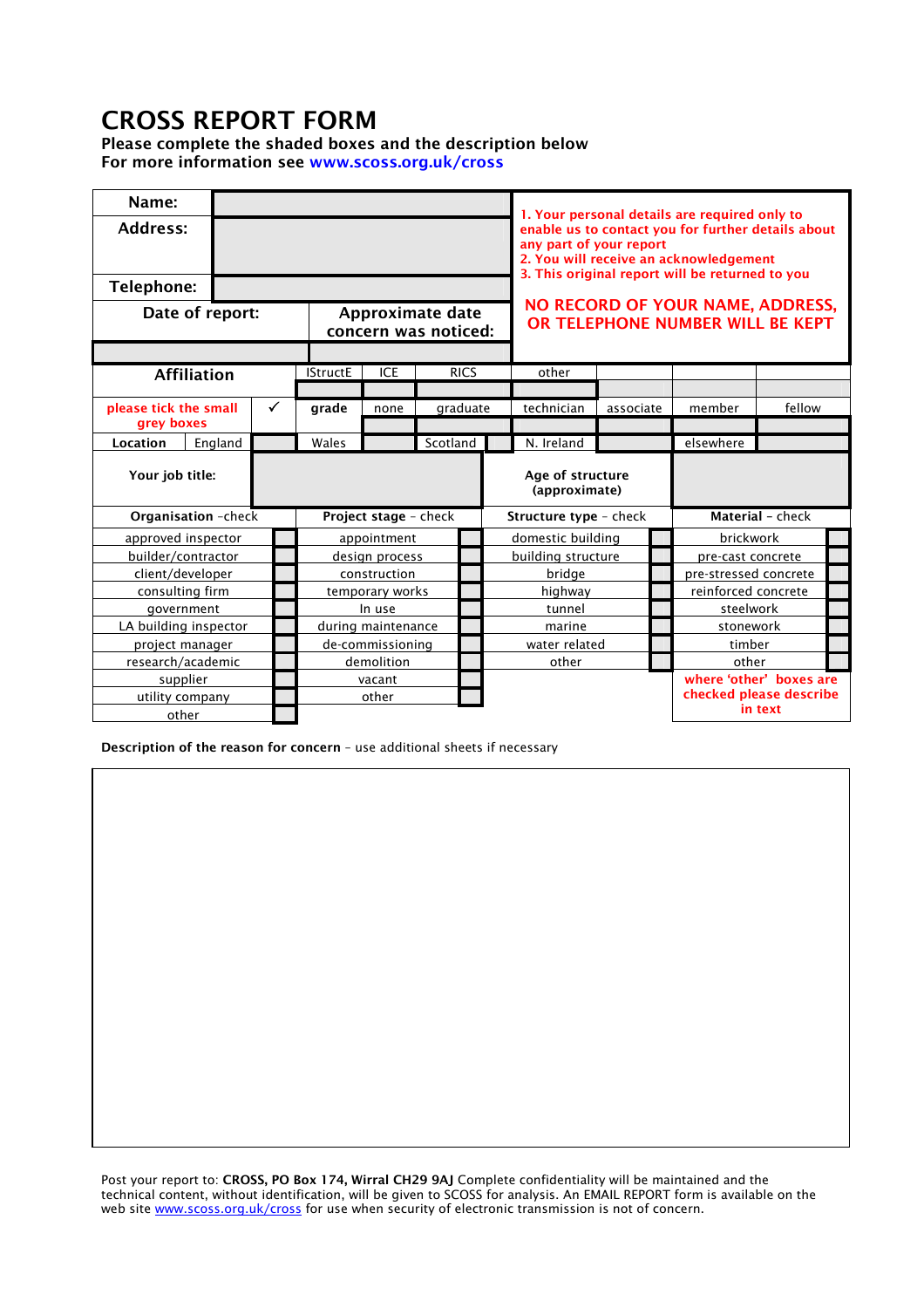# CROSS REPORT FORM

**Please complete the shaded boxes and the description below**
**For more information see www.scoss.org.uk/cross**

| | |
|---|---|
| **Name:** | |
| **Address:** | |
| **Telephone:** | |
| **Date of report:** | **Approximate date concern was noticed:** |
| | |

1. Your personal details are required only to enable us to contact you for further details about any part of your report
2. You will receive an acknowledgement
3. This original report will be returned to you

NO RECORD OF YOUR NAME, ADDRESS, OR TELEPHONE NUMBER WILL BE KEPT

| | | | | | | | | |
|---|---|---|---|---|---|---|---|---|
| **Affiliation** | | IStructE | ICE | RICS | other | | | |
| | | | | | | | | |
| please tick the small grey boxes | ✓ | **grade** | none | graduate | technician | associate | member | fellow |
| **Location** | England | | Wales | | Scotland | | N. Ireland | | elsewhere | |

| | | | |
|---|---|---|---|
| **Your job title:** | | **Age of structure (approximate)** | |

| **Organisation** –check | | **Project stage** – check | | **Structure type** – check | | **Material** – check | |
|---|---|---|---|---|---|---|---|
| approved inspector | | appointment | | domestic building | | brickwork | |
| builder/contractor | | design process | | building structure | | pre-cast concrete | |
| client/developer | | construction | | bridge | | pre-stressed concrete | |
| consulting firm | | temporary works | | highway | | reinforced concrete | |
| government | | In use | | tunnel | | steelwork | |
| LA building inspector | | during maintenance | | marine | | stonework | |
| project manager | | de-commissioning | | water related | | timber | |
| research/academic | | demolition | | other | | other | |
| supplier | | vacant | | | | where 'other' boxes are checked please describe in text | |
| utility company | | other | | | | | |
| other | | | | | | | |

**Description of the reason for concern** – use additional sheets if necessary

Post your report to: **CROSS, PO Box 174, Wirral CH29 9AJ** Complete confidentiality will be maintained and the technical content, without identification, will be given to SCOSS for analysis. An EMAIL REPORT form is available on the web site www.scoss.org.uk/cross for use when security of electronic transmission is not of concern.